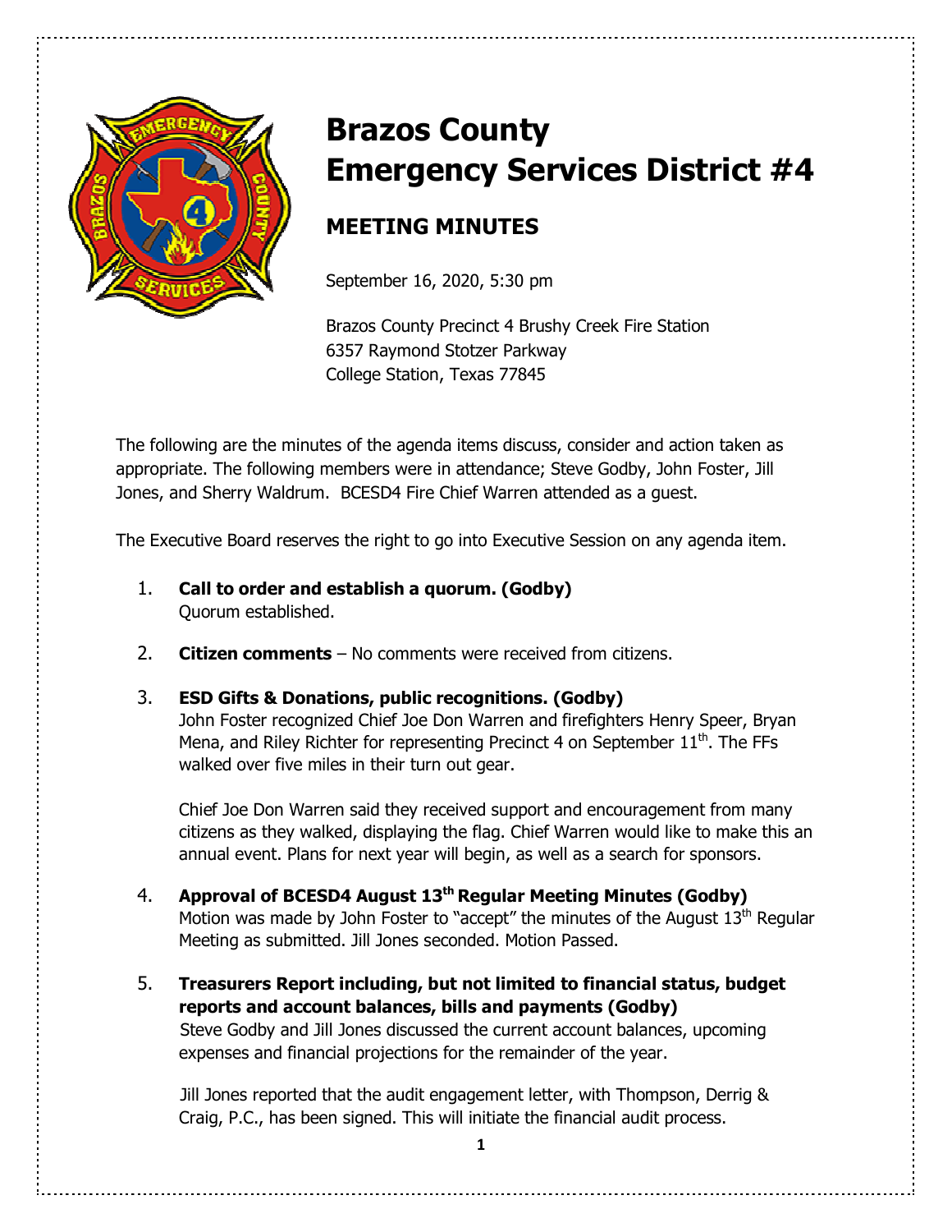# Brazos County Emergency Services District #4

## MEETING MINUTES

September 16, 2020, 5:30 pm

Brazos County Precinct 4 Brushy Creek Fire Station
6357 Raymond Stotzer Parkway
College Station, Texas 77845

The following are the minutes of the agenda items discuss, consider and action taken as appropriate. The following members were in attendance; Steve Godby, John Foster, Jill Jones, and Sherry Waldrum. BCESD4 Fire Chief Warren attended as a guest.

The Executive Board reserves the right to go into Executive Session on any agenda item.

1. **Call to order and establish a quorum. (Godby)**
   Quorum established.

2. **Citizen comments** – No comments were received from citizens.

3. **ESD Gifts & Donations, public recognitions. (Godby)**
   John Foster recognized Chief Joe Don Warren and firefighters Henry Speer, Bryan Mena, and Riley Richter for representing Precinct 4 on September 11th. The FFs walked over five miles in their turn out gear.

   Chief Joe Don Warren said they received support and encouragement from many citizens as they walked, displaying the flag. Chief Warren would like to make this an annual event. Plans for next year will begin, as well as a search for sponsors.

4. **Approval of BCESD4 August 13th Regular Meeting Minutes (Godby)**
   Motion was made by John Foster to "accept" the minutes of the August 13th Regular Meeting as submitted. Jill Jones seconded. Motion Passed.

5. **Treasurers Report including, but not limited to financial status, budget reports and account balances, bills and payments (Godby)**
   Steve Godby and Jill Jones discussed the current account balances, upcoming expenses and financial projections for the remainder of the year.

   Jill Jones reported that the audit engagement letter, with Thompson, Derrig & Craig, P.C., has been signed. This will initiate the financial audit process.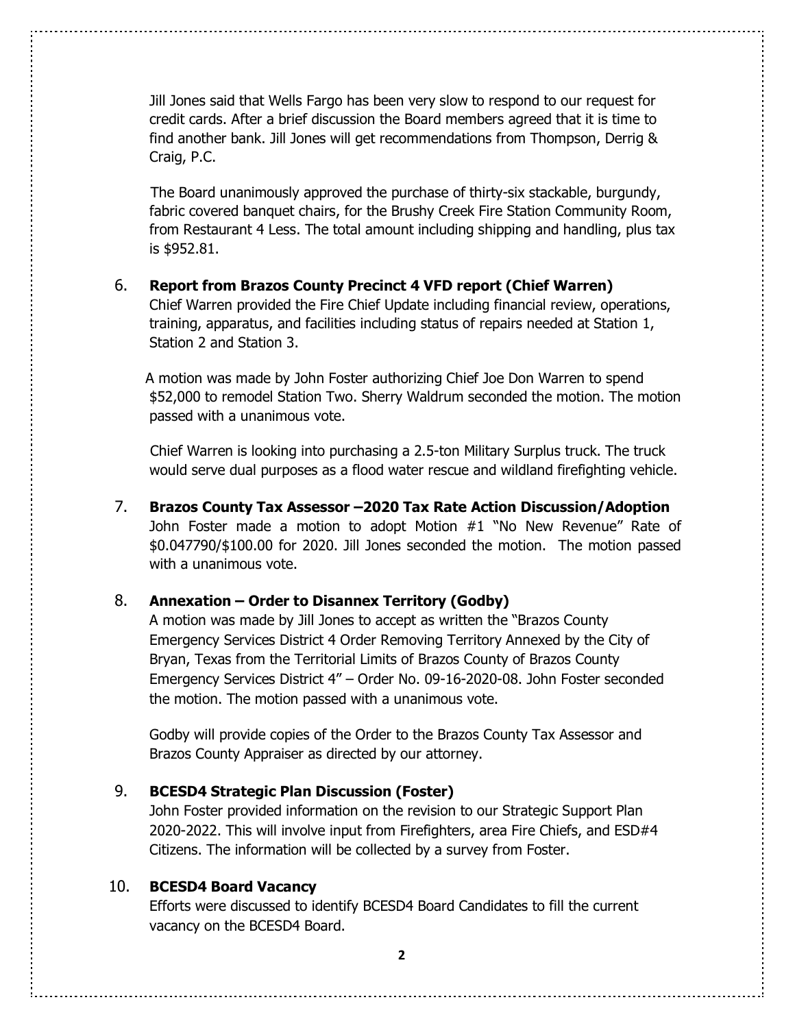Jill Jones said that Wells Fargo has been very slow to respond to our request for credit cards. After a brief discussion the Board members agreed that it is time to find another bank. Jill Jones will get recommendations from Thompson, Derrig & Craig, P.C.

The Board unanimously approved the purchase of thirty-six stackable, burgundy, fabric covered banquet chairs, for the Brushy Creek Fire Station Community Room, from Restaurant 4 Less. The total amount including shipping and handling, plus tax is $952.81.

6. **Report from Brazos County Precinct 4 VFD report (Chief Warren)**
   Chief Warren provided the Fire Chief Update including financial review, operations, training, apparatus, and facilities including status of repairs needed at Station 1, Station 2 and Station 3.

   A motion was made by John Foster authorizing Chief Joe Don Warren to spend $52,000 to remodel Station Two. Sherry Waldrum seconded the motion. The motion passed with a unanimous vote.

   Chief Warren is looking into purchasing a 2.5-ton Military Surplus truck. The truck would serve dual purposes as a flood water rescue and wildland firefighting vehicle.

7. **Brazos County Tax Assessor –2020 Tax Rate Action Discussion/Adoption**
   John Foster made a motion to adopt Motion #1 "No New Revenue" Rate of $0.047790/$100.00 for 2020. Jill Jones seconded the motion. The motion passed with a unanimous vote.

8. **Annexation – Order to Disannex Territory (Godby)**
   A motion was made by Jill Jones to accept as written the "Brazos County Emergency Services District 4 Order Removing Territory Annexed by the City of Bryan, Texas from the Territorial Limits of Brazos County of Brazos County Emergency Services District 4" – Order No. 09-16-2020-08. John Foster seconded the motion. The motion passed with a unanimous vote.

   Godby will provide copies of the Order to the Brazos County Tax Assessor and Brazos County Appraiser as directed by our attorney.

9. **BCESD4 Strategic Plan Discussion (Foster)**
   John Foster provided information on the revision to our Strategic Support Plan 2020-2022. This will involve input from Firefighters, area Fire Chiefs, and ESD#4 Citizens. The information will be collected by a survey from Foster.

10. **BCESD4 Board Vacancy**
    Efforts were discussed to identify BCESD4 Board Candidates to fill the current vacancy on the BCESD4 Board.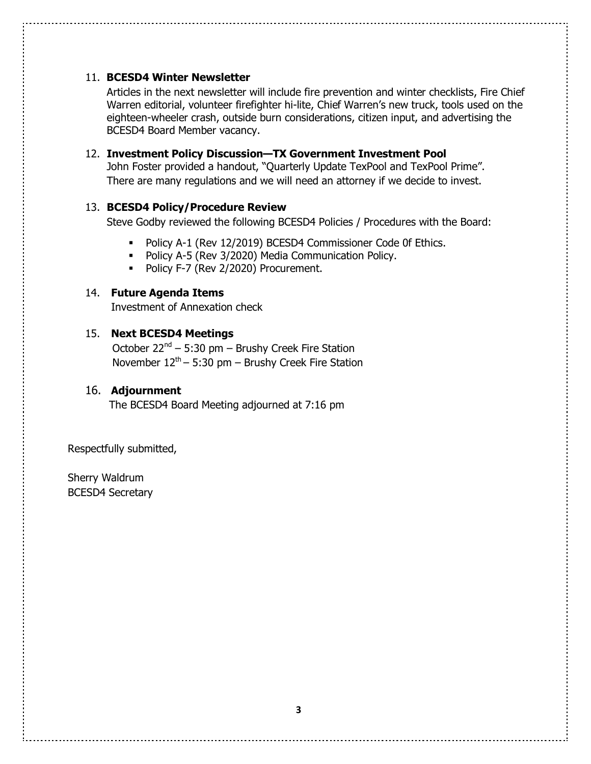11. **BCESD4 Winter Newsletter**

    Articles in the next newsletter will include fire prevention and winter checklists, Fire Chief Warren editorial, volunteer firefighter hi-lite, Chief Warren's new truck, tools used on the eighteen-wheeler crash, outside burn considerations, citizen input, and advertising the BCESD4 Board Member vacancy.

12. **Investment Policy Discussion—TX Government Investment Pool**

    John Foster provided a handout, "Quarterly Update TexPool and TexPool Prime". There are many regulations and we will need an attorney if we decide to invest.

13. **BCESD4 Policy/Procedure Review**

    Steve Godby reviewed the following BCESD4 Policies / Procedures with the Board:

    - Policy A-1 (Rev 12/2019) BCESD4 Commissioner Code 0f Ethics.
    - Policy A-5 (Rev 3/2020) Media Communication Policy.
    - Policy F-7 (Rev 2/2020) Procurement.

14. **Future Agenda Items**

    Investment of Annexation check

15. **Next BCESD4 Meetings**

    October 22nd – 5:30 pm – Brushy Creek Fire Station
    November 12th – 5:30 pm – Brushy Creek Fire Station

16. **Adjournment**

    The BCESD4 Board Meeting adjourned at 7:16 pm

Respectfully submitted,

Sherry Waldrum
BCESD4 Secretary